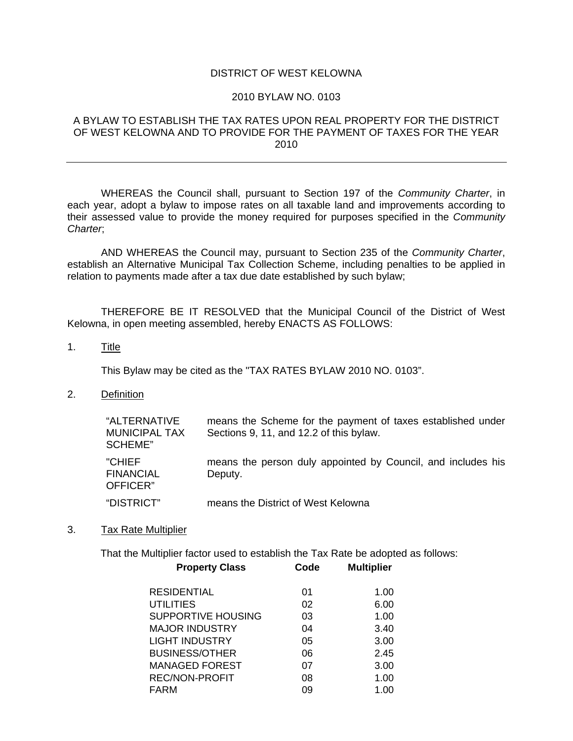DISTRICT OF WEST KELOWNA

2010 BYLAW NO. 0103

A BYLAW TO ESTABLISH THE TAX RATES UPON REAL PROPERTY FOR THE DISTRICT OF WEST KELOWNA AND TO PROVIDE FOR THE PAYMENT OF TAXES FOR THE YEAR 2010

---

WHEREAS the Council shall, pursuant to Section 197 of the *Community Charter*, in each year, adopt a bylaw to impose rates on all taxable land and improvements according to their assessed value to provide the money required for purposes specified in the *Community Charter*;

AND WHEREAS the Council may, pursuant to Section 235 of the *Community Charter*, establish an Alternative Municipal Tax Collection Scheme, including penalties to be applied in relation to payments made after a tax due date established by such bylaw;

THEREFORE BE IT RESOLVED that the Municipal Council of the District of West Kelowna, in open meeting assembled, hereby ENACTS AS FOLLOWS:

1. <u>Title</u>

   This Bylaw may be cited as the "TAX RATES BYLAW 2010 NO. 0103".

2. <u>Definition</u>

| | |
|---|---|
| "ALTERNATIVE MUNICIPAL TAX SCHEME" | means the Scheme for the payment of taxes established under Sections 9, 11, and 12.2 of this bylaw. |
| "CHIEF FINANCIAL OFFICER" | means the person duly appointed by Council, and includes his Deputy. |
| "DISTRICT" | means the District of West Kelowna |

3. <u>Tax Rate Multiplier</u>

   That the Multiplier factor used to establish the Tax Rate be adopted as follows:

| Property Class | Code | Multiplier |
|---|---|---|
| RESIDENTIAL | 01 | 1.00 |
| UTILITIES | 02 | 6.00 |
| SUPPORTIVE HOUSING | 03 | 1.00 |
| MAJOR INDUSTRY | 04 | 3.40 |
| LIGHT INDUSTRY | 05 | 3.00 |
| BUSINESS/OTHER | 06 | 2.45 |
| MANAGED FOREST | 07 | 3.00 |
| REC/NON-PROFIT | 08 | 1.00 |
| FARM | 09 | 1.00 |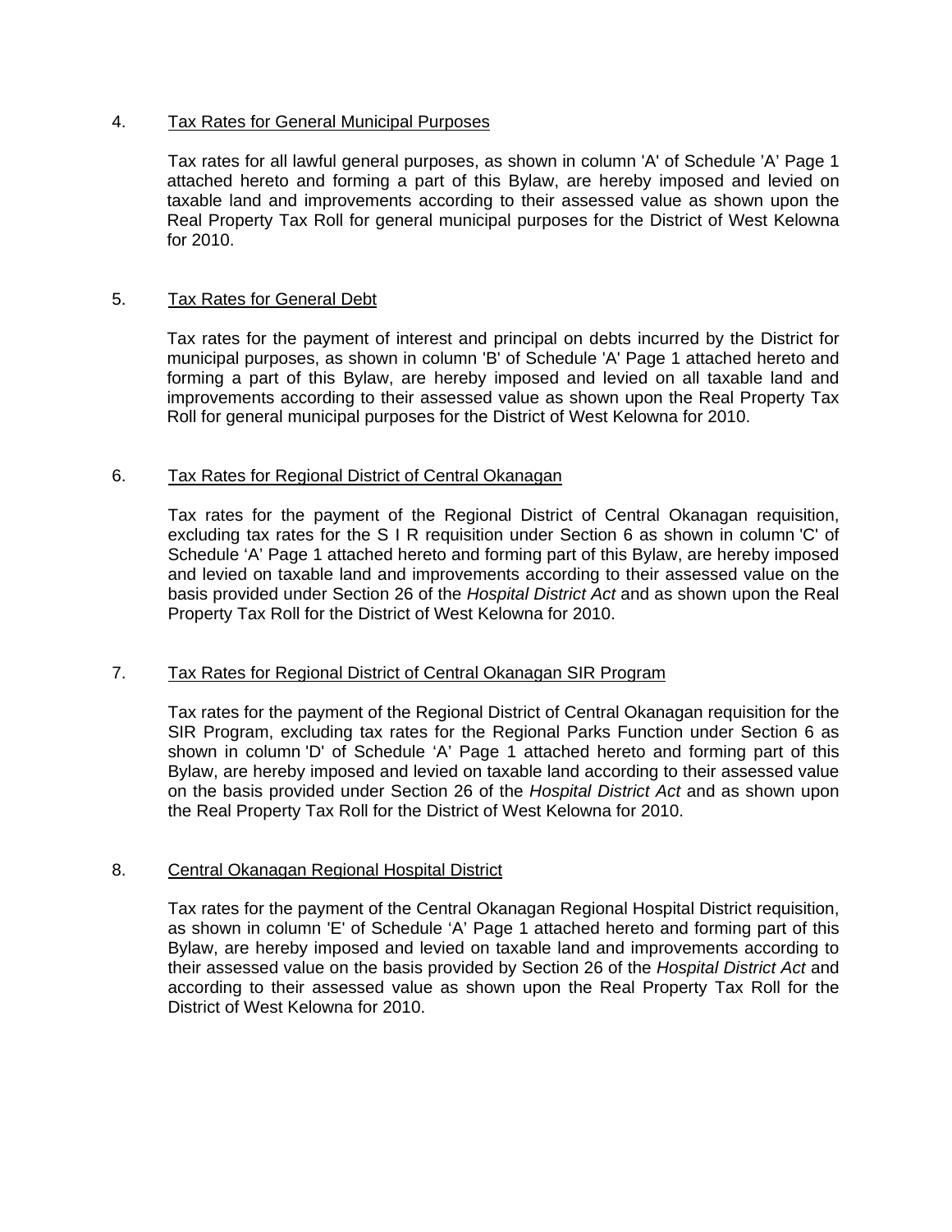4. <u>Tax Rates for General Municipal Purposes</u>

Tax rates for all lawful general purposes, as shown in column 'A' of Schedule 'A' Page 1 attached hereto and forming a part of this Bylaw, are hereby imposed and levied on taxable land and improvements according to their assessed value as shown upon the Real Property Tax Roll for general municipal purposes for the District of West Kelowna for 2010.

5. <u>Tax Rates for General Debt</u>

Tax rates for the payment of interest and principal on debts incurred by the District for municipal purposes, as shown in column 'B' of Schedule 'A' Page 1 attached hereto and forming a part of this Bylaw, are hereby imposed and levied on all taxable land and improvements according to their assessed value as shown upon the Real Property Tax Roll for general municipal purposes for the District of West Kelowna for 2010.

6. <u>Tax Rates for Regional District of Central Okanagan</u>

Tax rates for the payment of the Regional District of Central Okanagan requisition, excluding tax rates for the S I R requisition under Section 6 as shown in column 'C' of Schedule 'A' Page 1 attached hereto and forming part of this Bylaw, are hereby imposed and levied on taxable land and improvements according to their assessed value on the basis provided under Section 26 of the *Hospital District Act* and as shown upon the Real Property Tax Roll for the District of West Kelowna for 2010.

7. <u>Tax Rates for Regional District of Central Okanagan SIR Program</u>

Tax rates for the payment of the Regional District of Central Okanagan requisition for the SIR Program, excluding tax rates for the Regional Parks Function under Section 6 as shown in column 'D' of Schedule 'A' Page 1 attached hereto and forming part of this Bylaw, are hereby imposed and levied on taxable land according to their assessed value on the basis provided under Section 26 of the *Hospital District Act* and as shown upon the Real Property Tax Roll for the District of West Kelowna for 2010.

8. <u>Central Okanagan Regional Hospital District</u>

Tax rates for the payment of the Central Okanagan Regional Hospital District requisition, as shown in column 'E' of Schedule 'A' Page 1 attached hereto and forming part of this Bylaw, are hereby imposed and levied on taxable land and improvements according to their assessed value on the basis provided by Section 26 of the *Hospital District Act* and according to their assessed value as shown upon the Real Property Tax Roll for the District of West Kelowna for 2010.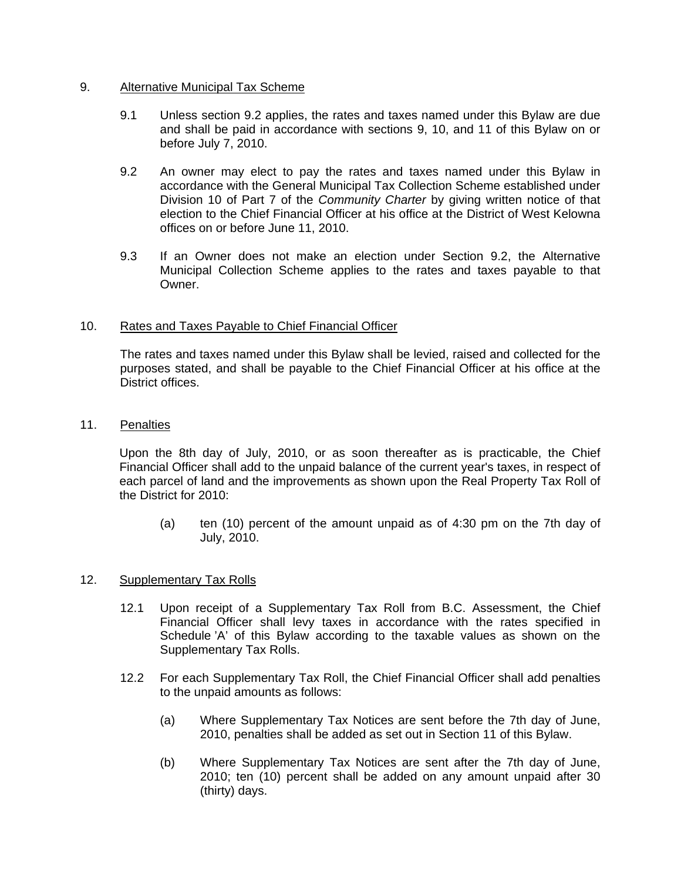9. <u>Alternative Municipal Tax Scheme</u>

9.1 Unless section 9.2 applies, the rates and taxes named under this Bylaw are due and shall be paid in accordance with sections 9, 10, and 11 of this Bylaw on or before July 7, 2010.

9.2 An owner may elect to pay the rates and taxes named under this Bylaw in accordance with the General Municipal Tax Collection Scheme established under Division 10 of Part 7 of the *Community Charter* by giving written notice of that election to the Chief Financial Officer at his office at the District of West Kelowna offices on or before June 11, 2010.

9.3 If an Owner does not make an election under Section 9.2, the Alternative Municipal Collection Scheme applies to the rates and taxes payable to that Owner.

10. <u>Rates and Taxes Payable to Chief Financial Officer</u>

The rates and taxes named under this Bylaw shall be levied, raised and collected for the purposes stated, and shall be payable to the Chief Financial Officer at his office at the District offices.

11. <u>Penalties</u>

Upon the 8th day of July, 2010, or as soon thereafter as is practicable, the Chief Financial Officer shall add to the unpaid balance of the current year's taxes, in respect of each parcel of land and the improvements as shown upon the Real Property Tax Roll of the District for 2010:

(a) ten (10) percent of the amount unpaid as of 4:30 pm on the 7th day of July, 2010.

12. <u>Supplementary Tax Rolls</u>

12.1 Upon receipt of a Supplementary Tax Roll from B.C. Assessment, the Chief Financial Officer shall levy taxes in accordance with the rates specified in Schedule 'A' of this Bylaw according to the taxable values as shown on the Supplementary Tax Rolls.

12.2 For each Supplementary Tax Roll, the Chief Financial Officer shall add penalties to the unpaid amounts as follows:

(a) Where Supplementary Tax Notices are sent before the 7th day of June, 2010, penalties shall be added as set out in Section 11 of this Bylaw.

(b) Where Supplementary Tax Notices are sent after the 7th day of June, 2010; ten (10) percent shall be added on any amount unpaid after 30 (thirty) days.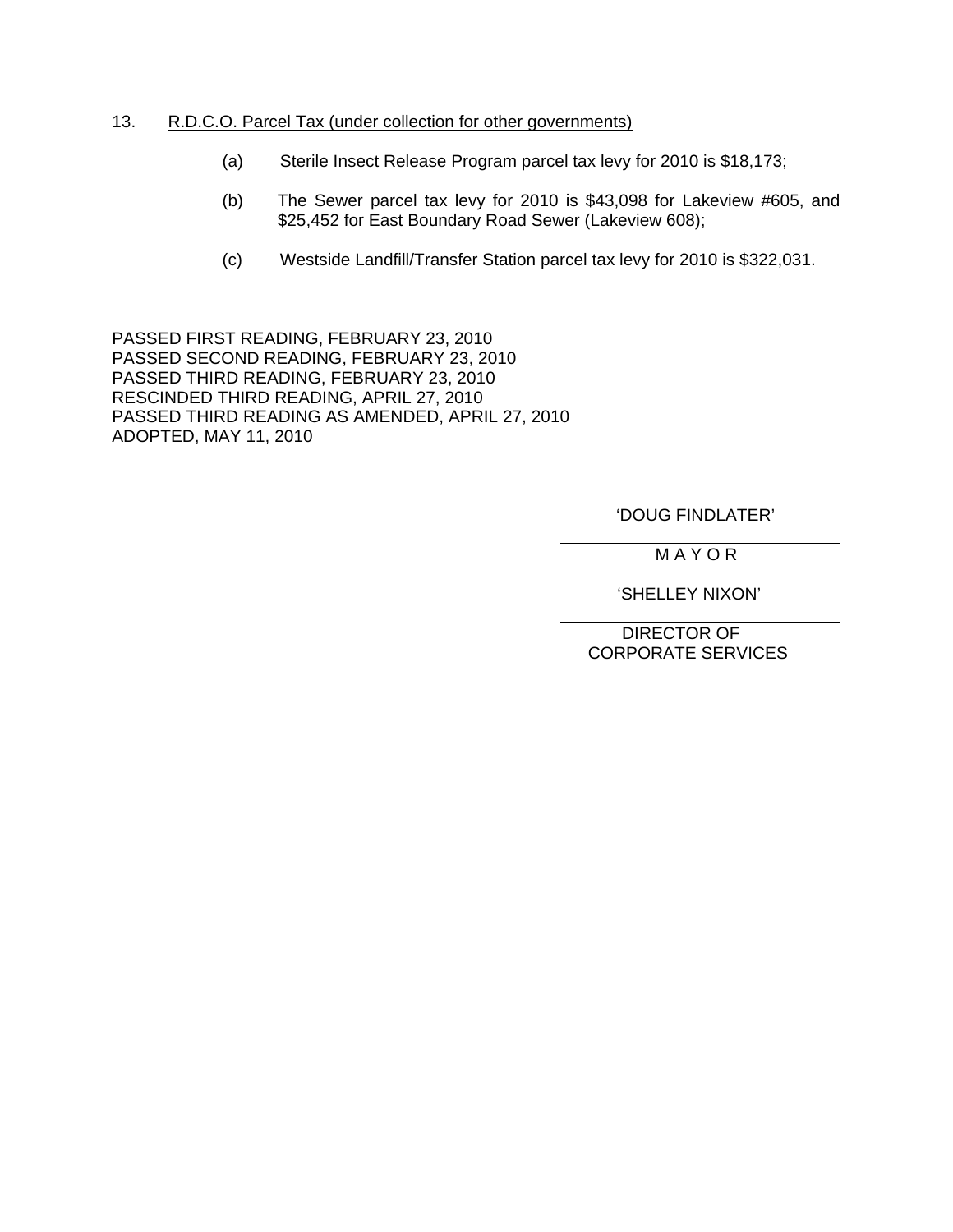13. R.D.C.O. Parcel Tax (under collection for other governments)

    (a) Sterile Insect Release Program parcel tax levy for 2010 is $18,173;

    (b) The Sewer parcel tax levy for 2010 is $43,098 for Lakeview #605, and $25,452 for East Boundary Road Sewer (Lakeview 608);

    (c) Westside Landfill/Transfer Station parcel tax levy for 2010 is $322,031.

PASSED FIRST READING, FEBRUARY 23, 2010
PASSED SECOND READING, FEBRUARY 23, 2010
PASSED THIRD READING, FEBRUARY 23, 2010
RESCINDED THIRD READING, APRIL 27, 2010
PASSED THIRD READING AS AMENDED, APRIL 27, 2010
ADOPTED, MAY 11, 2010

'DOUG FINDLATER'

M A Y O R

'SHELLEY NIXON'

DIRECTOR OF CORPORATE SERVICES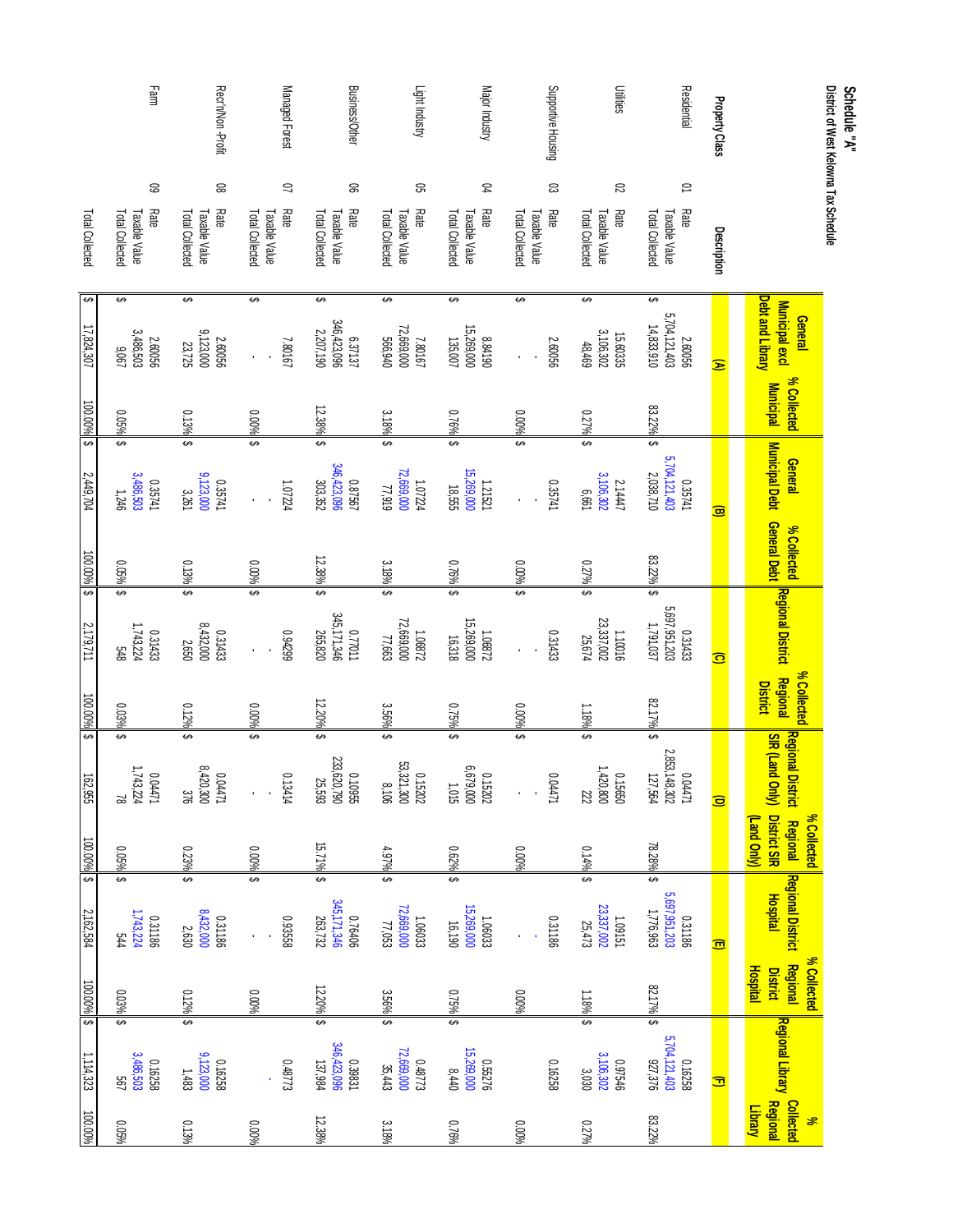**Schedule "A"**
**District of West Kelowna Tax Schedule**

| Property Class | | Description | (A) General Municipal excl Debt and Library | % Collected Municipal | (B) General Municipal Debt | % Collected General Debt | (C) Regional District | % Collected Regional District | (D) Regional District SIR (Land Only) | % Collected Regional District SIR (Land Only) | (E) Regional District Hospital | % Collected Regional District Hospital | (F) Regional Library | % Collected Regional Library |
|---|---|---|---|---|---|---|---|---|---|---|---|---|---|---|
| Residential | 01 | Rate | 2.60056 | | 0.35741 | | 0.31433 | | 0.04471 | | 0.31186 | | 0.16258 | |
| | | Taxable Value | 5,704,121,403 | | 5,704,121,403 | | 5,697,951,203 | | 2,853,148,302 | | 5,697,951,203 | | 5,704,121,403 | |
| | | Total Collected | $ 14,833,910 | 83.22% | $ 2,038,710 | 83.22% | $ 1,791,037 | 82.17% | $ 127,564 | 78.28% | $ 1,776,963 | 82.17% | $ 927,376 | 83.22% |
| Utilities | 02 | Rate | 15.60335 | | 2.14447 | | 1.10016 | | 0.15650 | | 1.09151 | | 0.97546 | |
| | | Taxable Value | 3,106,302 | | 3,106,302 | | 23,337,002 | | 1,420,800 | | 23,337,002 | | 3,106,302 | |
| | | Total Collected | $ 48,469 | 0.27% | $ 6,661 | 0.27% | $ 25,674 | 1.18% | $ 222 | 0.14% | $ 25,473 | 1.18% | $ 3,030 | 0.27% |
| Supportive Housing | 03 | Rate | 2.60056 | | 0.35741 | | 0.31433 | | 0.04471 | | 0.31186 | | 0.16258 | |
| | | Taxable Value | - | | - | | - | | - | | - | | | |
| | | Total Collected | $ - | 0.00% | $ - | 0.00% | $ - | 0.00% | $ - | 0.00% | $ - | 0.00% | | 0.00% |
| Major Industry | 04 | Rate | 8.84190 | | 1.21521 | | 1.08872 | | 0.15202 | | 1.06033 | | 0.55276 | |
| | | Taxable Value | 15,269,000 | | 15,269,000 | | 15,269,000 | | 6,679,000 | | 15,269,000 | | 15,269,000 | |
| | | Total Collected | $ 135,007 | 0.76% | $ 18,555 | 0.76% | $ 16,318 | 0.75% | $ 1,015 | 0.62% | $ 16,190 | 0.75% | $ 8,440 | 0.76% |
| Light Industry | 05 | Rate | 7.80167 | | 1.07224 | | 1.06872 | | 0.15202 | | 1.06033 | | 0.48773 | |
| | | Taxable Value | 72,669,000 | | 72,669,000 | | 72,669,000 | | 53,321,300 | | 72,669,000 | | 72,669,000 | |
| | | Total Collected | $ 566,940 | 3.18% | $ 77,919 | 3.18% | $ 77,663 | 3.56% | $ 8,106 | 4.97% | $ 77,053 | 3.56% | $ 35,443 | 3.18% |
| Business/Other | 06 | Rate | 6.37137 | | 0.87567 | | 0.77011 | | 0.10955 | | 0.76406 | | 0.39831 | |
| | | Taxable Value | 346,423,096 | | 346,423,096 | | 345,171,346 | | 233,620,790 | | 345,171,346 | | 346,423,096 | |
| | | Total Collected | $ 2,207,190 | 12.38% | $ 303,352 | 12.38% | $ 265,820 | 12.20% | $ 25,593 | 15.71% | $ 263,732 | 12.20% | $ 137,984 | 12.38% |
| Managed Forest | 07 | Rate | 7.80167 | | 1.07224 | | 0.94299 | | 0.13414 | | 0.93558 | | 0.48773 | |
| | | Taxable Value | - | | - | | - | | - | | - | | - | |
| | | Total Collected | $ - | 0.00% | $ - | 0.00% | $ - | 0.00% | $ - | 0.00% | $ - | 0.00% | | 0.00% |
| Recr/Non-Profit | 08 | Rate | 2.60056 | | 0.35741 | | 0.31433 | | 0.04471 | | 0.31186 | | 0.16258 | |
| | | Taxable Value | 9,123,000 | | 9,123,000 | | 8,432,000 | | 8,420,300 | | 8,432,000 | | 9,123,000 | |
| | | Total Collected | $ 23,725 | 0.13% | $ 3,261 | 0.13% | $ 2,650 | 0.12% | $ 376 | 0.23% | $ 2,630 | 0.12% | $ 1,483 | 0.13% |
| Farm | 09 | Rate | 2.60056 | | 0.35741 | | 0.31433 | | 0.04471 | | 0.31186 | | 0.16258 | |
| | | Taxable Value | 3,486,503 | | 3,486,503 | | 1,743,224 | | 1,743,224 | | 1,743,224 | | 3,486,503 | |
| | | Total Collected | $ 9,067 | 0.05% | $ 1,246 | 0.05% | $ 548 | 0.03% | $ 78 | 0.05% | $ 544 | 0.03% | $ 567 | 0.05% |
| | | Total Collected | $ 17,824,307 | 100.00% | $ 2,449,704 | 100.00% | $ 2,179,711 | 100.00% | $ 162,955 | 100.00% | $ 2,162,584 | 100.00% | $ 1,114,323 | 100.00% |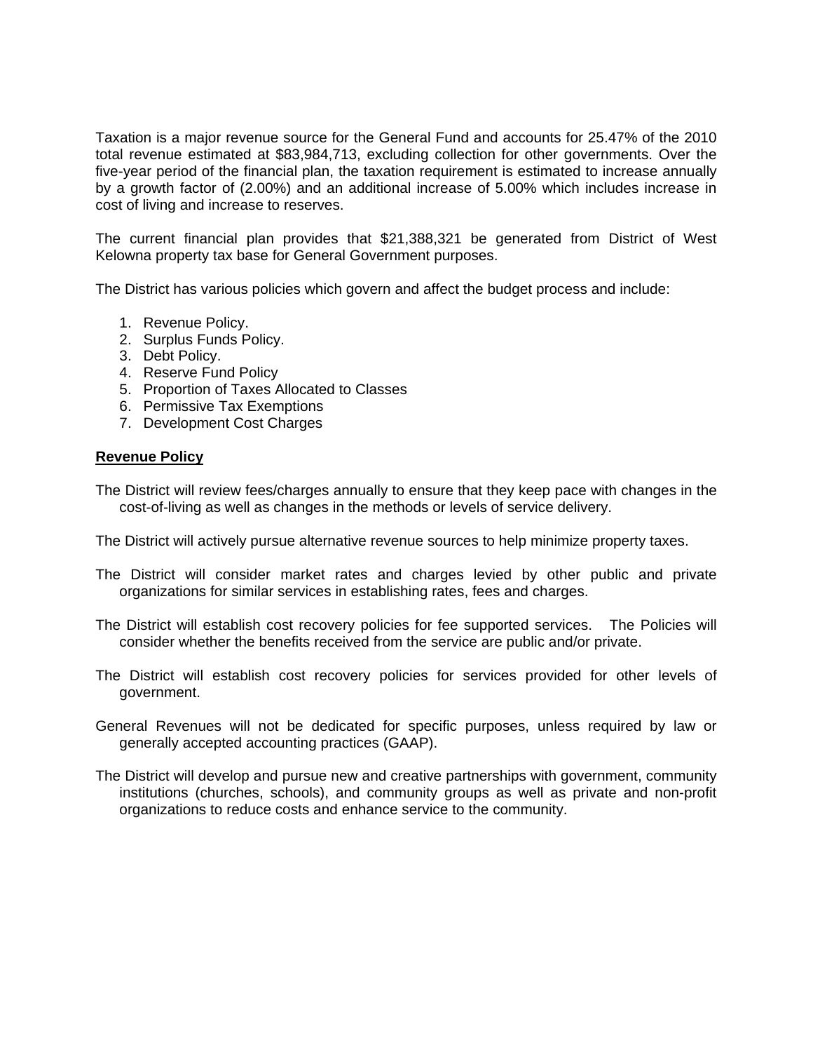Taxation is a major revenue source for the General Fund and accounts for 25.47% of the 2010 total revenue estimated at $83,984,713, excluding collection for other governments. Over the five-year period of the financial plan, the taxation requirement is estimated to increase annually by a growth factor of (2.00%) and an additional increase of 5.00% which includes increase in cost of living and increase to reserves.

The current financial plan provides that $21,388,321 be generated from District of West Kelowna property tax base for General Government purposes.

The District has various policies which govern and affect the budget process and include:

1. Revenue Policy.
2. Surplus Funds Policy.
3. Debt Policy.
4. Reserve Fund Policy
5. Proportion of Taxes Allocated to Classes
6. Permissive Tax Exemptions
7. Development Cost Charges

**Revenue Policy**

The District will review fees/charges annually to ensure that they keep pace with changes in the cost-of-living as well as changes in the methods or levels of service delivery.

The District will actively pursue alternative revenue sources to help minimize property taxes.

The District will consider market rates and charges levied by other public and private organizations for similar services in establishing rates, fees and charges.

The District will establish cost recovery policies for fee supported services. The Policies will consider whether the benefits received from the service are public and/or private.

The District will establish cost recovery policies for services provided for other levels of government.

General Revenues will not be dedicated for specific purposes, unless required by law or generally accepted accounting practices (GAAP).

The District will develop and pursue new and creative partnerships with government, community institutions (churches, schools), and community groups as well as private and non-profit organizations to reduce costs and enhance service to the community.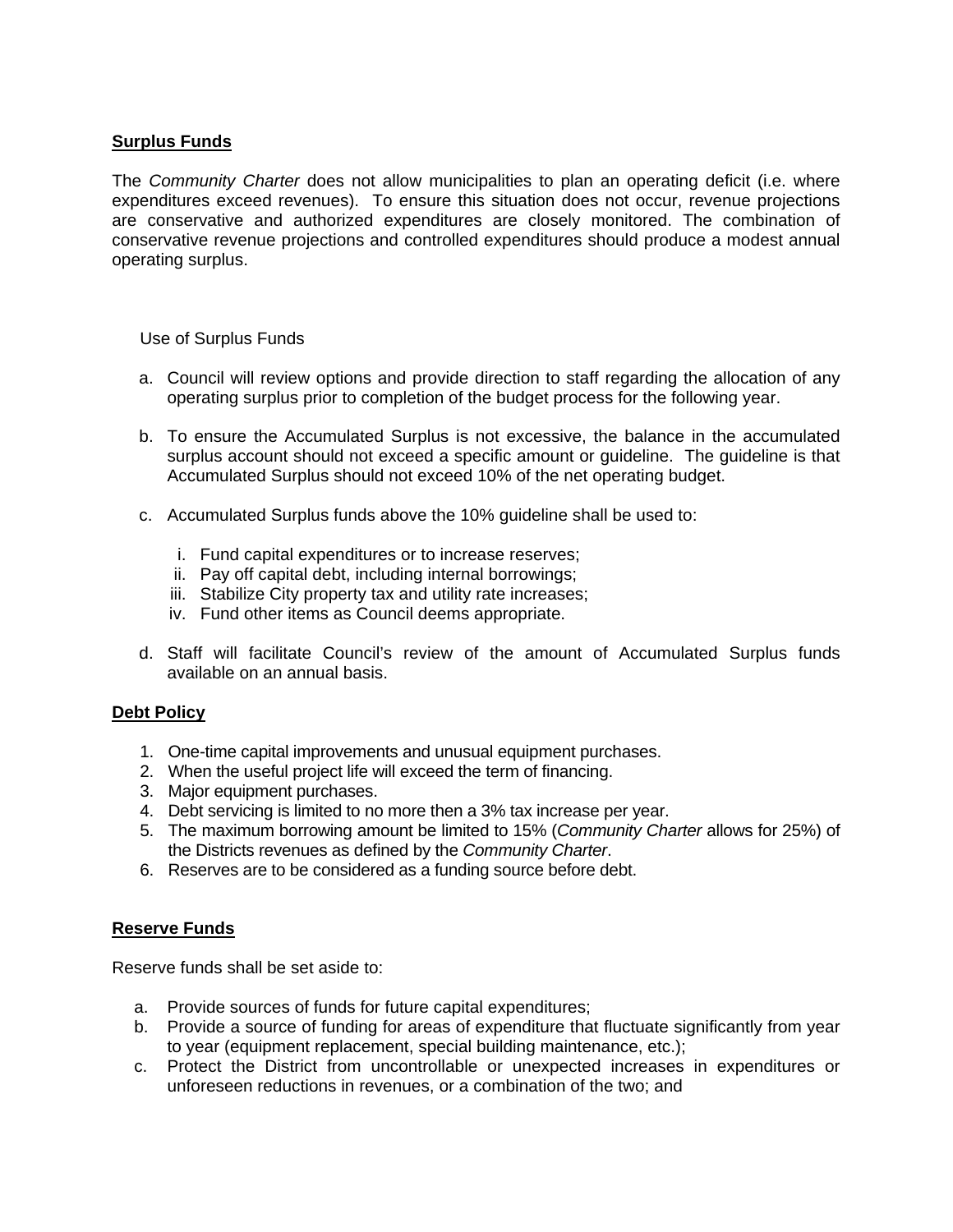**Surplus Funds**

The *Community Charter* does not allow municipalities to plan an operating deficit (i.e. where expenditures exceed revenues). To ensure this situation does not occur, revenue projections are conservative and authorized expenditures are closely monitored. The combination of conservative revenue projections and controlled expenditures should produce a modest annual operating surplus.

Use of Surplus Funds

a. Council will review options and provide direction to staff regarding the allocation of any operating surplus prior to completion of the budget process for the following year.

b. To ensure the Accumulated Surplus is not excessive, the balance in the accumulated surplus account should not exceed a specific amount or guideline. The guideline is that Accumulated Surplus should not exceed 10% of the net operating budget.

c. Accumulated Surplus funds above the 10% guideline shall be used to:

   i. Fund capital expenditures or to increase reserves;
   ii. Pay off capital debt, including internal borrowings;
   iii. Stabilize City property tax and utility rate increases;
   iv. Fund other items as Council deems appropriate.

d. Staff will facilitate Council's review of the amount of Accumulated Surplus funds available on an annual basis.

**Debt Policy**

1. One-time capital improvements and unusual equipment purchases.
2. When the useful project life will exceed the term of financing.
3. Major equipment purchases.
4. Debt servicing is limited to no more then a 3% tax increase per year.
5. The maximum borrowing amount be limited to 15% (*Community Charter* allows for 25%) of the Districts revenues as defined by the *Community Charter*.
6. Reserves are to be considered as a funding source before debt.

**Reserve Funds**

Reserve funds shall be set aside to:

a. Provide sources of funds for future capital expenditures;
b. Provide a source of funding for areas of expenditure that fluctuate significantly from year to year (equipment replacement, special building maintenance, etc.);
c. Protect the District from uncontrollable or unexpected increases in expenditures or unforeseen reductions in revenues, or a combination of the two; and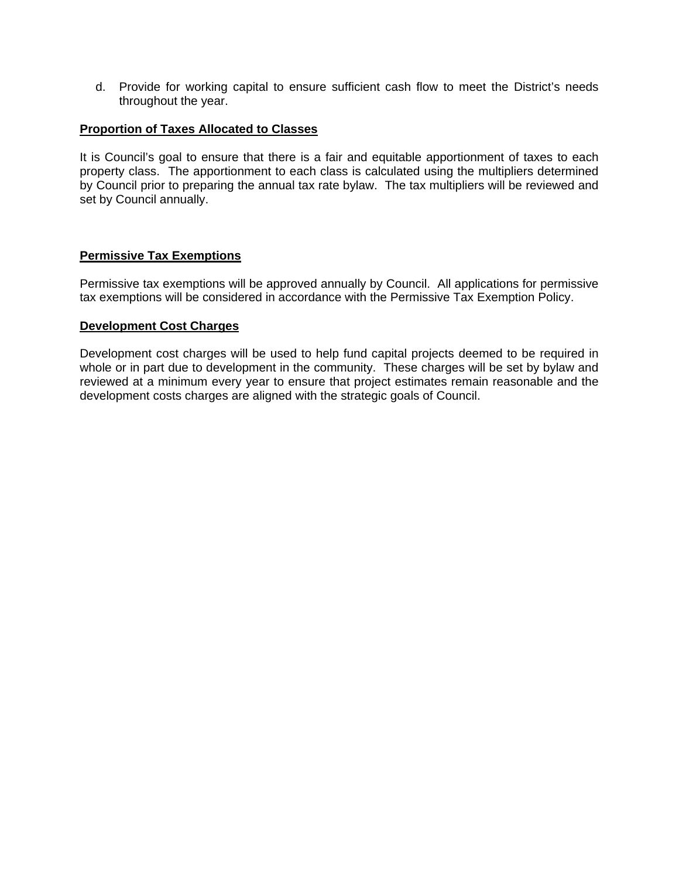d. Provide for working capital to ensure sufficient cash flow to meet the District's needs throughout the year.

**Proportion of Taxes Allocated to Classes**

It is Council's goal to ensure that there is a fair and equitable apportionment of taxes to each property class. The apportionment to each class is calculated using the multipliers determined by Council prior to preparing the annual tax rate bylaw. The tax multipliers will be reviewed and set by Council annually.

**Permissive Tax Exemptions**

Permissive tax exemptions will be approved annually by Council. All applications for permissive tax exemptions will be considered in accordance with the Permissive Tax Exemption Policy.

**Development Cost Charges**

Development cost charges will be used to help fund capital projects deemed to be required in whole or in part due to development in the community. These charges will be set by bylaw and reviewed at a minimum every year to ensure that project estimates remain reasonable and the development costs charges are aligned with the strategic goals of Council.